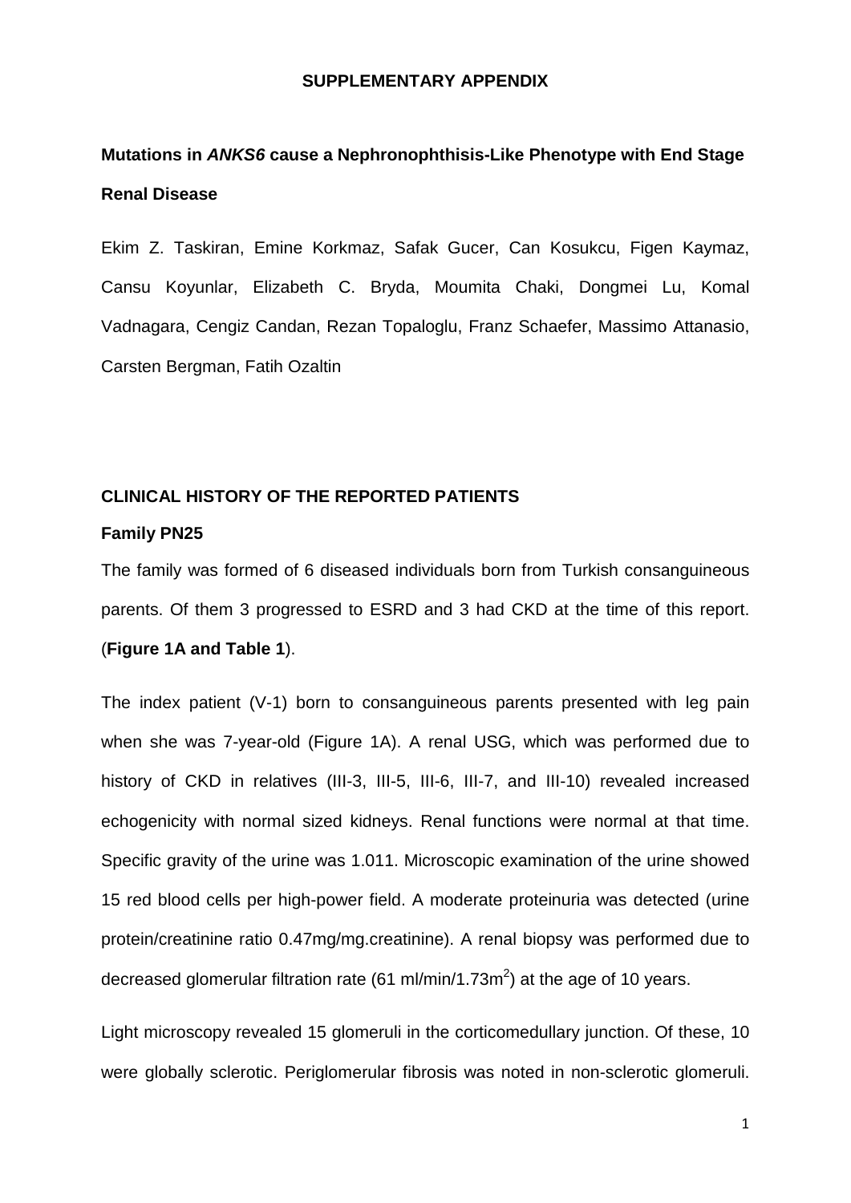# SUPPLEMENTARY APPENDIX

## Mutations in *ANKS6* cause a Nephronophthisis-Like Phenotype with End Stage Renal Disease

Ekim Z. Taskiran, Emine Korkmaz, Safak Gucer, Can Kosukcu, Figen Kaymaz, Cansu Koyunlar, Elizabeth C. Bryda, Moumita Chaki, Dongmei Lu, Komal Vadnagara, Cengiz Candan, Rezan Topaloglu, Franz Schaefer, Massimo Attanasio, Carsten Bergman, Fatih Ozaltin

## CLINICAL HISTORY OF THE REPORTED PATIENTS

### Family PN25

The family was formed of 6 diseased individuals born from Turkish consanguineous parents. Of them 3 progressed to ESRD and 3 had CKD at the time of this report. (**Figure 1A and Table 1**).

The index patient (V-1) born to consanguineous parents presented with leg pain when she was 7-year-old (Figure 1A). A renal USG, which was performed due to history of CKD in relatives (III-3, III-5, III-6, III-7, and III-10) revealed increased echogenicity with normal sized kidneys. Renal functions were normal at that time. Specific gravity of the urine was 1.011. Microscopic examination of the urine showed 15 red blood cells per high-power field. A moderate proteinuria was detected (urine protein/creatinine ratio 0.47mg/mg.creatinine). A renal biopsy was performed due to decreased glomerular filtration rate (61 ml/min/1.73m$^2$) at the age of 10 years.

Light microscopy revealed 15 glomeruli in the corticomedullary junction. Of these, 10 were globally sclerotic. Periglomerular fibrosis was noted in non-sclerotic glomeruli.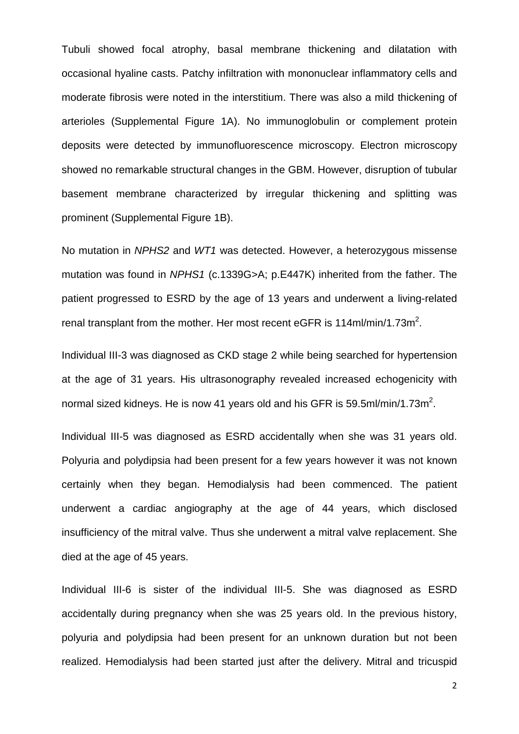Tubuli showed focal atrophy, basal membrane thickening and dilatation with occasional hyaline casts. Patchy infiltration with mononuclear inflammatory cells and moderate fibrosis were noted in the interstitium. There was also a mild thickening of arterioles (Supplemental Figure 1A). No immunoglobulin or complement protein deposits were detected by immunofluorescence microscopy. Electron microscopy showed no remarkable structural changes in the GBM. However, disruption of tubular basement membrane characterized by irregular thickening and splitting was prominent (Supplemental Figure 1B).

No mutation in *NPHS2* and *WT1* was detected. However, a heterozygous missense mutation was found in *NPHS1* (c.1339G>A; p.E447K) inherited from the father. The patient progressed to ESRD by the age of 13 years and underwent a living-related renal transplant from the mother. Her most recent eGFR is 114ml/min/1.73m$^2$.

Individual III-3 was diagnosed as CKD stage 2 while being searched for hypertension at the age of 31 years. His ultrasonography revealed increased echogenicity with normal sized kidneys. He is now 41 years old and his GFR is 59.5ml/min/1.73m$^2$.

Individual III-5 was diagnosed as ESRD accidentally when she was 31 years old. Polyuria and polydipsia had been present for a few years however it was not known certainly when they began. Hemodialysis had been commenced. The patient underwent a cardiac angiography at the age of 44 years, which disclosed insufficiency of the mitral valve. Thus she underwent a mitral valve replacement. She died at the age of 45 years.

Individual III-6 is sister of the individual III-5. She was diagnosed as ESRD accidentally during pregnancy when she was 25 years old. In the previous history, polyuria and polydipsia had been present for an unknown duration but not been realized. Hemodialysis had been started just after the delivery. Mitral and tricuspid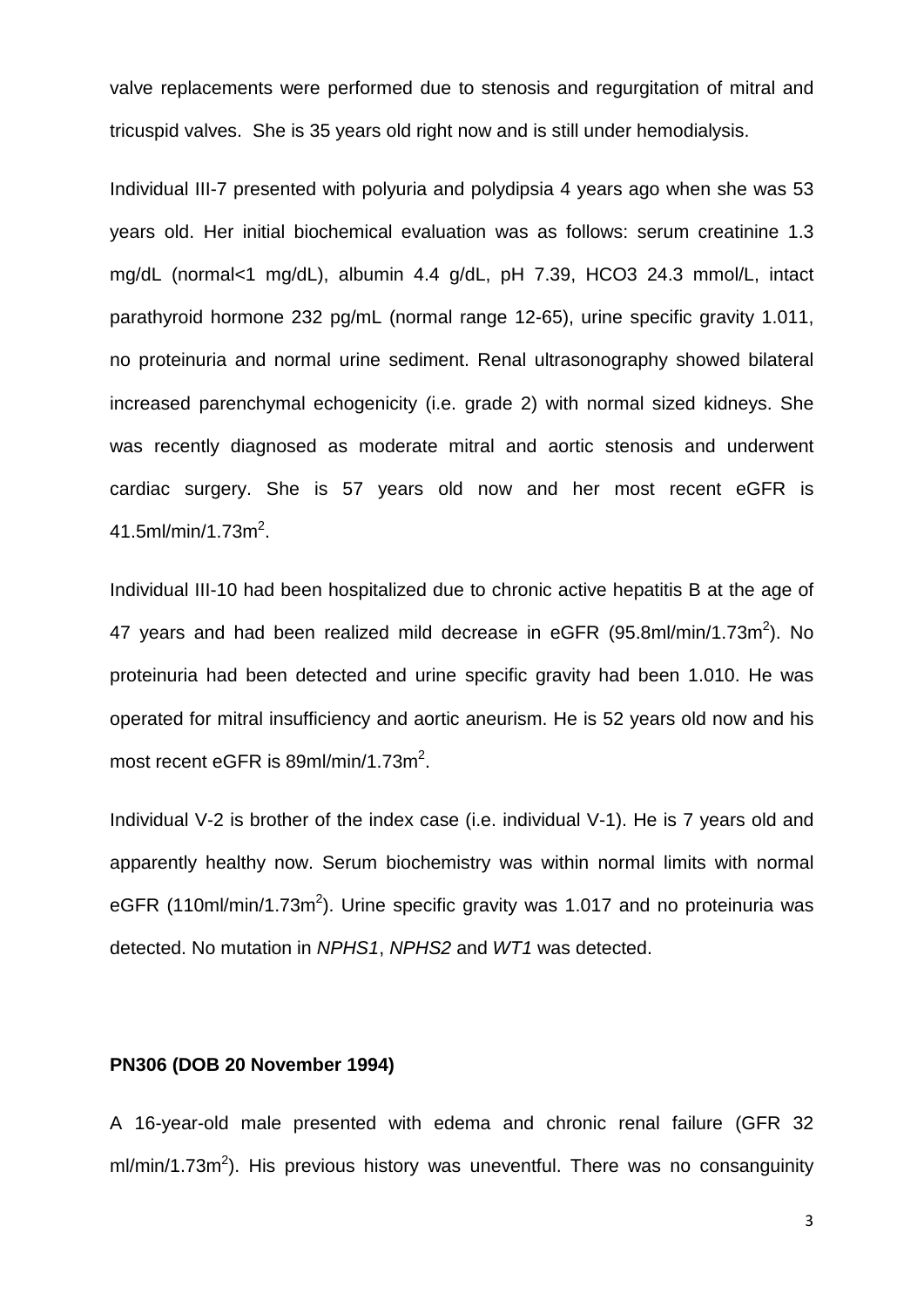valve replacements were performed due to stenosis and regurgitation of mitral and tricuspid valves. She is 35 years old right now and is still under hemodialysis.

Individual III-7 presented with polyuria and polydipsia 4 years ago when she was 53 years old. Her initial biochemical evaluation was as follows: serum creatinine 1.3 mg/dL (normal<1 mg/dL), albumin 4.4 g/dL, pH 7.39, HCO3 24.3 mmol/L, intact parathyroid hormone 232 pg/mL (normal range 12-65), urine specific gravity 1.011, no proteinuria and normal urine sediment. Renal ultrasonography showed bilateral increased parenchymal echogenicity (i.e. grade 2) with normal sized kidneys. She was recently diagnosed as moderate mitral and aortic stenosis and underwent cardiac surgery. She is 57 years old now and her most recent eGFR is 41.5ml/min/1.73m$^2$.

Individual III-10 had been hospitalized due to chronic active hepatitis B at the age of 47 years and had been realized mild decrease in eGFR (95.8ml/min/1.73m$^2$). No proteinuria had been detected and urine specific gravity had been 1.010. He was operated for mitral insufficiency and aortic aneurism. He is 52 years old now and his most recent eGFR is 89ml/min/1.73m$^2$.

Individual V-2 is brother of the index case (i.e. individual V-1). He is 7 years old and apparently healthy now. Serum biochemistry was within normal limits with normal eGFR (110ml/min/1.73m$^2$). Urine specific gravity was 1.017 and no proteinuria was detected. No mutation in *NPHS1*, *NPHS2* and *WT1* was detected.

**PN306 (DOB 20 November 1994)**

A 16-year-old male presented with edema and chronic renal failure (GFR 32 ml/min/1.73m$^2$). His previous history was uneventful. There was no consanguinity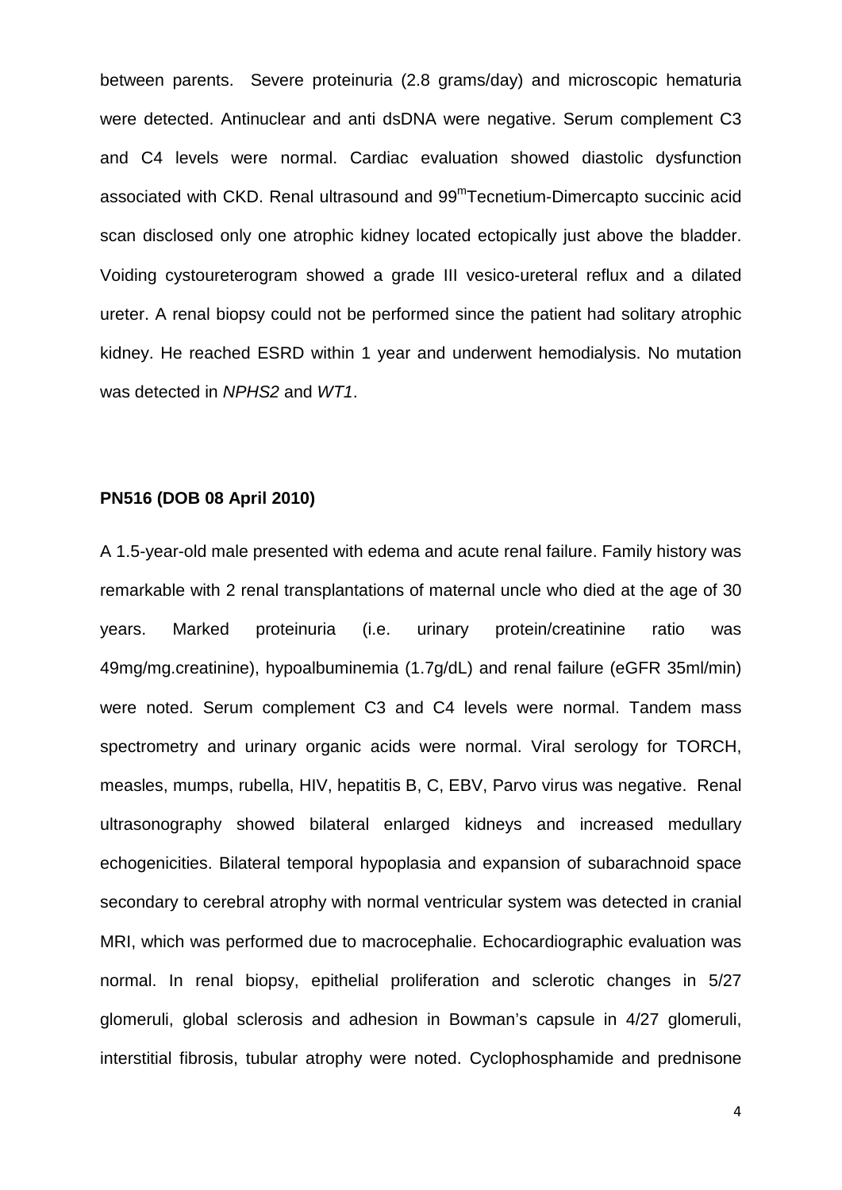between parents. Severe proteinuria (2.8 grams/day) and microscopic hematuria were detected. Antinuclear and anti dsDNA were negative. Serum complement C3 and C4 levels were normal. Cardiac evaluation showed diastolic dysfunction associated with CKD. Renal ultrasound and $99^{m}$Tecnetium-Dimercapto succinic acid scan disclosed only one atrophic kidney located ectopically just above the bladder. Voiding cystoureterogram showed a grade III vesico-ureteral reflux and a dilated ureter. A renal biopsy could not be performed since the patient had solitary atrophic kidney. He reached ESRD within 1 year and underwent hemodialysis. No mutation was detected in *NPHS2* and *WT1*.

**PN516 (DOB 08 April 2010)**

A 1.5-year-old male presented with edema and acute renal failure. Family history was remarkable with 2 renal transplantations of maternal uncle who died at the age of 30 years. Marked proteinuria (i.e. urinary protein/creatinine ratio was 49mg/mg.creatinine), hypoalbuminemia (1.7g/dL) and renal failure (eGFR 35ml/min) were noted. Serum complement C3 and C4 levels were normal. Tandem mass spectrometry and urinary organic acids were normal. Viral serology for TORCH, measles, mumps, rubella, HIV, hepatitis B, C, EBV, Parvo virus was negative. Renal ultrasonography showed bilateral enlarged kidneys and increased medullary echogenicities. Bilateral temporal hypoplasia and expansion of subarachnoid space secondary to cerebral atrophy with normal ventricular system was detected in cranial MRI, which was performed due to macrocephalie. Echocardiographic evaluation was normal. In renal biopsy, epithelial proliferation and sclerotic changes in 5/27 glomeruli, global sclerosis and adhesion in Bowman's capsule in 4/27 glomeruli, interstitial fibrosis, tubular atrophy were noted. Cyclophosphamide and prednisone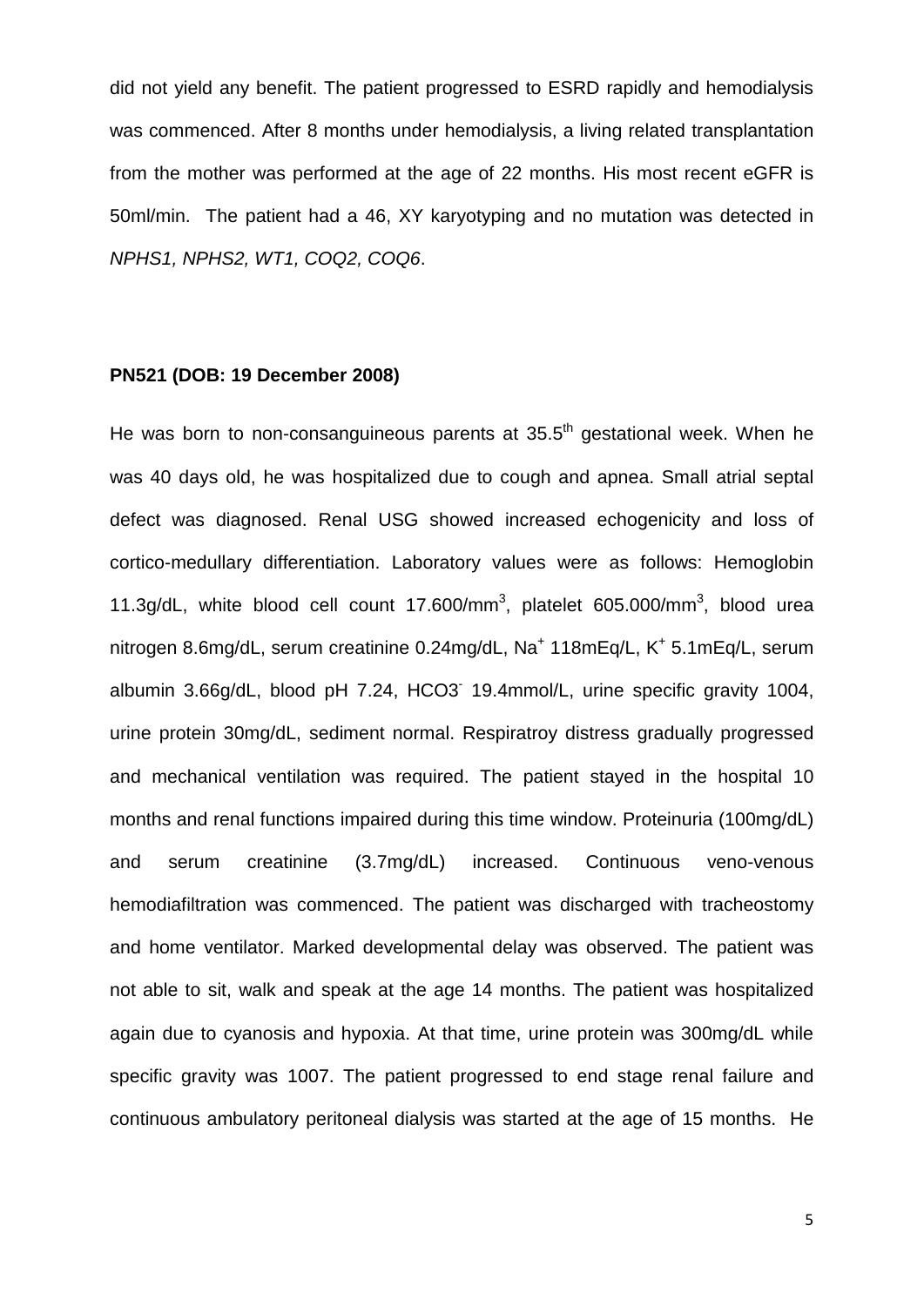did not yield any benefit. The patient progressed to ESRD rapidly and hemodialysis was commenced. After 8 months under hemodialysis, a living related transplantation from the mother was performed at the age of 22 months. His most recent eGFR is 50ml/min. The patient had a 46, XY karyotyping and no mutation was detected in *NPHS1, NPHS2, WT1, COQ2, COQ6*.

**PN521 (DOB: 19 December 2008)**

He was born to non-consanguineous parents at $35.5^{th}$ gestational week. When he was 40 days old, he was hospitalized due to cough and apnea. Small atrial septal defect was diagnosed. Renal USG showed increased echogenicity and loss of cortico-medullary differentiation. Laboratory values were as follows: Hemoglobin 11.3g/dL, white blood cell count 17.600/$mm^3$, platelet 605.000/$mm^3$, blood urea nitrogen 8.6mg/dL, serum creatinine 0.24mg/dL, $Na^+$ 118mEq/L, $K^+$ 5.1mEq/L, serum albumin 3.66g/dL, blood pH 7.24, $HCO3^-$ 19.4mmol/L, urine specific gravity 1004, urine protein 30mg/dL, sediment normal. Respiratroy distress gradually progressed and mechanical ventilation was required. The patient stayed in the hospital 10 months and renal functions impaired during this time window. Proteinuria (100mg/dL) and serum creatinine (3.7mg/dL) increased. Continuous veno-venous hemodiafiltration was commenced. The patient was discharged with tracheostomy and home ventilator. Marked developmental delay was observed. The patient was not able to sit, walk and speak at the age 14 months. The patient was hospitalized again due to cyanosis and hypoxia. At that time, urine protein was 300mg/dL while specific gravity was 1007. The patient progressed to end stage renal failure and continuous ambulatory peritoneal dialysis was started at the age of 15 months. He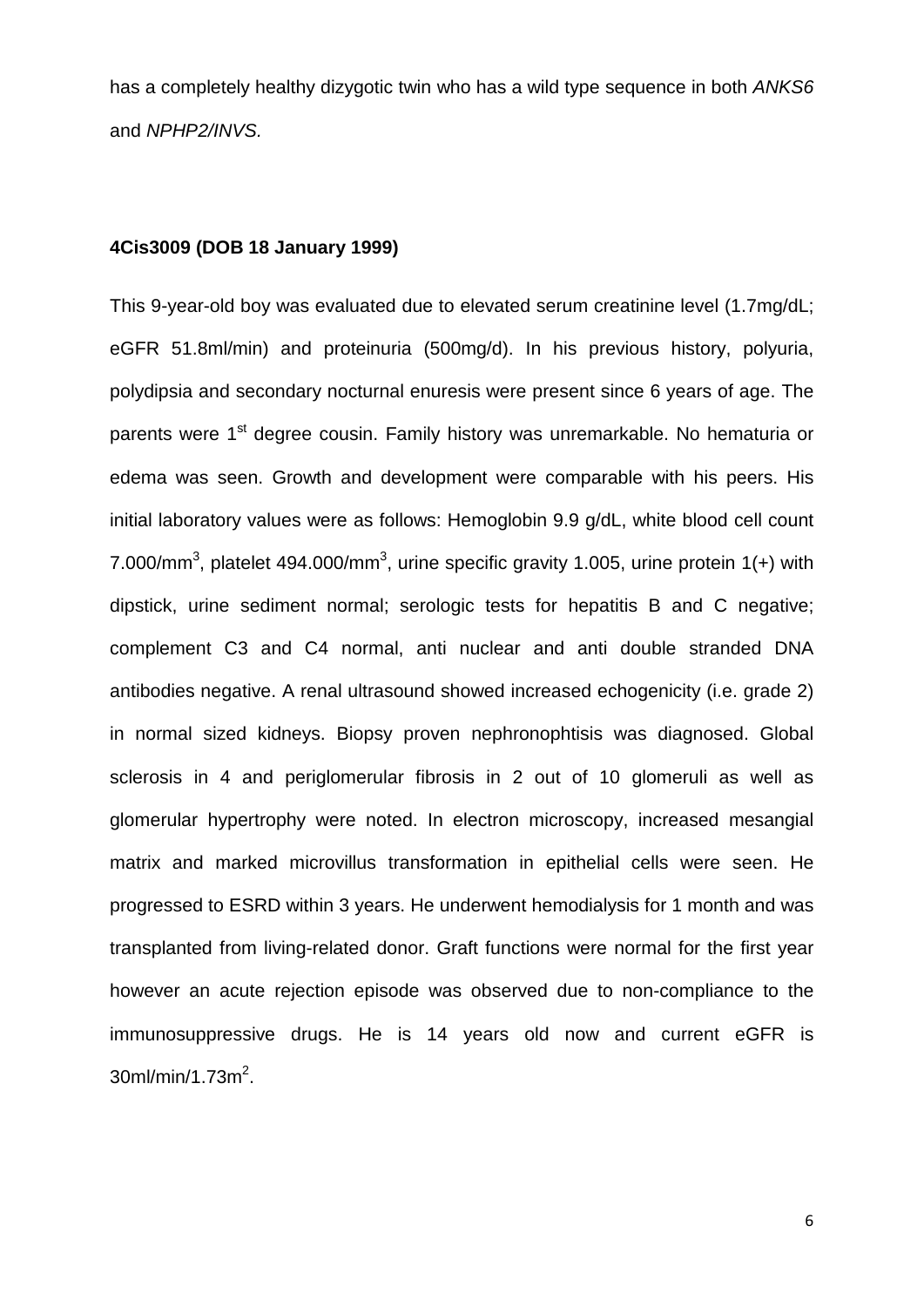has a completely healthy dizygotic twin who has a wild type sequence in both *ANKS6* and *NPHP2/INVS.*

**4Cis3009 (DOB 18 January 1999)**

This 9-year-old boy was evaluated due to elevated serum creatinine level (1.7mg/dL; eGFR 51.8ml/min) and proteinuria (500mg/d). In his previous history, polyuria, polydipsia and secondary nocturnal enuresis were present since 6 years of age. The parents were 1st degree cousin. Family history was unremarkable. No hematuria or edema was seen. Growth and development were comparable with his peers. His initial laboratory values were as follows: Hemoglobin 9.9 g/dL, white blood cell count 7.000/mm$^3$, platelet 494.000/mm$^3$, urine specific gravity 1.005, urine protein 1(+) with dipstick, urine sediment normal; serologic tests for hepatitis B and C negative; complement C3 and C4 normal, anti nuclear and anti double stranded DNA antibodies negative. A renal ultrasound showed increased echogenicity (i.e. grade 2) in normal sized kidneys. Biopsy proven nephronophtisis was diagnosed. Global sclerosis in 4 and periglomerular fibrosis in 2 out of 10 glomeruli as well as glomerular hypertrophy were noted. In electron microscopy, increased mesangial matrix and marked microvillus transformation in epithelial cells were seen. He progressed to ESRD within 3 years. He underwent hemodialysis for 1 month and was transplanted from living-related donor. Graft functions were normal for the first year however an acute rejection episode was observed due to non-compliance to the immunosuppressive drugs. He is 14 years old now and current eGFR is 30ml/min/1.73m$^2$.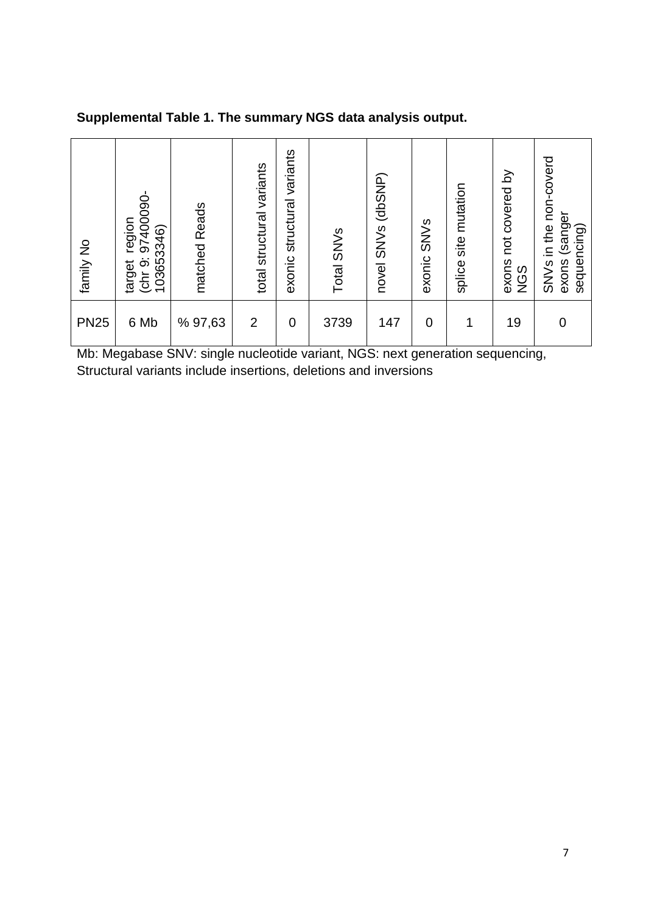**Supplemental Table 1. The summary NGS data analysis output.**

| family No | target region (chr 9: 97400090-103653346) | matched Reads | total structural variants | exonic structural variants | Total SNVs | novel SNVs (dbSNP) | exonic SNVs | splice site mutation | exons not covered by NGS | SNVs in the non-coverd exons (sanger sequencing) |
|---|---|---|---|---|---|---|---|---|---|---|
| PN25 | 6 Mb | % 97,63 | 2 | 0 | 3739 | 147 | 0 | 1 | 19 | 0 |

Mb: Megabase SNV: single nucleotide variant, NGS: next generation sequencing, Structural variants include insertions, deletions and inversions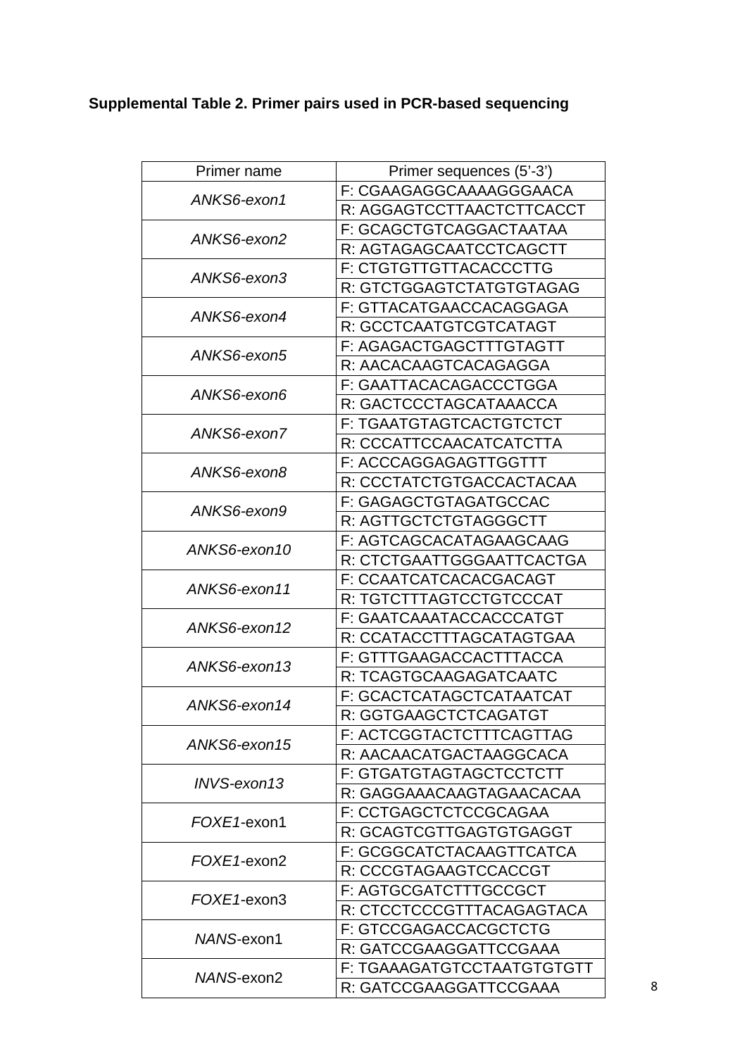**Supplemental Table 2. Primer pairs used in PCR-based sequencing**

| Primer name | Primer sequences (5'-3') |
|---|---|
| *ANKS6-exon1* | F: CGAAGAGGCAAAAGGGAACA |
| | R: AGGAGTCCTTAACTCTTCACCT |
| *ANKS6-exon2* | F: GCAGCTGTCAGGACTAATAA |
| | R: AGTAGAGCAATCCTCAGCTT |
| *ANKS6-exon3* | F: CTGTGTTGTTACACCCTTG |
| | R: GTCTGGAGTCTATGTGTAGAG |
| *ANKS6-exon4* | F: GTTACATGAACCACAGGAGA |
| | R: GCCTCAATGTCGTCATAGT |
| *ANKS6-exon5* | F: AGAGACTGAGCTTTGTAGTT |
| | R: AACACAAGTCACAGAGGA |
| *ANKS6-exon6* | F: GAATTACACAGACCCTGGA |
| | R: GACTCCCTAGCATAAACCA |
| *ANKS6-exon7* | F: TGAATGTAGTCACTGTCTCT |
| | R: CCCATTCCAACATCATCTTA |
| *ANKS6-exon8* | F: ACCCAGGAGAGTTGGTTT |
| | R: CCCTATCTGTGACCACTACAA |
| *ANKS6-exon9* | F: GAGAGCTGTAGATGCCAC |
| | R: AGTTGCTCTGTAGGGCTT |
| *ANKS6-exon10* | F: AGTCAGCACATAGAAGCAAG |
| | R: CTCTGAATTGGGAATTCACTGA |
| *ANKS6-exon11* | F: CCAATCATCACACGACAGT |
| | R: TGTCTTTAGTCCTGTCCCAT |
| *ANKS6-exon12* | F: GAATCAAATACCACCCATGT |
| | R: CCATACCTTTAGCATAGTGAA |
| *ANKS6-exon13* | F: GTTTGAAGACCACTTTACCA |
| | R: TCAGTGCAAGAGATCAATC |
| *ANKS6-exon14* | F: GCACTCATAGCTCATAATCAT |
| | R: GGTGAAGCTCTCAGATGT |
| *ANKS6-exon15* | F: ACTCGGTACTCTTTCAGTTAG |
| | R: AACAACATGACTAAGGCACA |
| *INVS-exon13* | F: GTGATGTAGTAGCTCCTCTT |
| | R: GAGGAAACAAGTAGAACACAA |
| *FOXE1*-exon1 | F: CCTGAGCTCTCCGCAGAA |
| | R: GCAGTCGTTGAGTGTGAGGT |
| *FOXE1*-exon2 | F: GCGGCATCTACAAGTTCATCA |
| | R: CCCGTAGAAGTCCACCGT |
| *FOXE1*-exon3 | F: AGTGCGATCTTTGCCGCT |
| | R: CTCCTCCCGTTTACAGAGTACA |
| *NANS*-exon1 | F: GTCCGAGACCACGCTCTG |
| | R: GATCCGAAGGATTCCGAAA |
| *NANS*-exon2 | F: TGAAAGATGTCCTAATGTGTGTT |
| | R: GATCCGAAGGATTCCGAAA |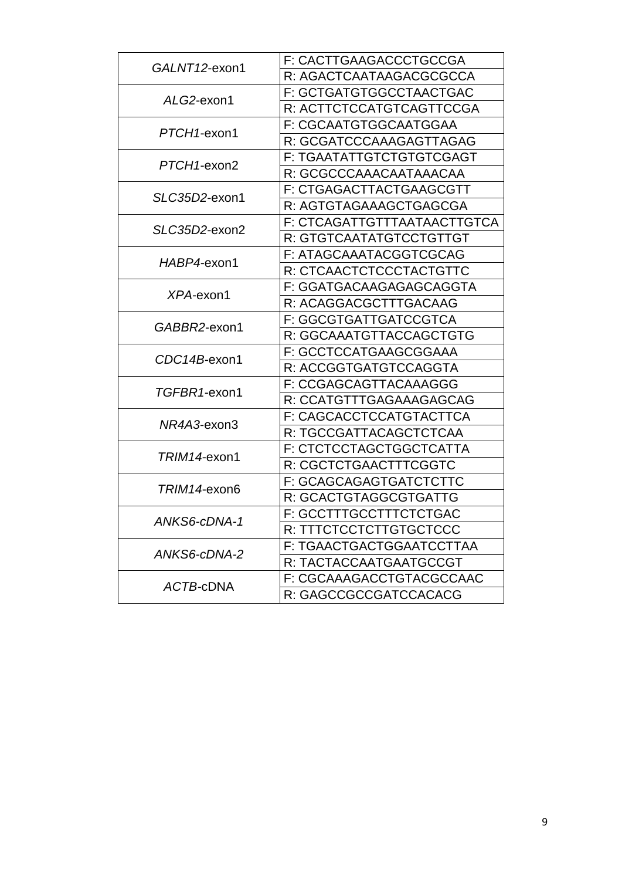| | |
|---|---|
| *GALNT12*-exon1 | F: CACTTGAAGACCCTGCCGA |
| | R: AGACTCAATAAGACGCGCCA |
| *ALG2*-exon1 | F: GCTGATGTGGCCTAACTGAC |
| | R: ACTTCTCCATGTCAGTTCCGA |
| *PTCH1*-exon1 | F: CGCAATGTGGCAATGGAA |
| | R: GCGATCCCAAAGAGTTAGAG |
| *PTCH1*-exon2 | F: TGAATATTGTCTGTGTCGAGT |
| | R: GCGCCCAAACAATAAACAA |
| *SLC35D2*-exon1 | F: CTGAGACTTACTGAAGCGTT |
| | R: AGTGTAGAAAGCTGAGCGA |
| *SLC35D2*-exon2 | F: CTCAGATTGTTTAATAACTTGTCA |
| | R: GTGTCAATATGTCCTGTTGT |
| *HABP4*-exon1 | F: ATAGCAAATACGGTCGCAG |
| | R: CTCAACTCTCCCTACTGTTC |
| *XPA*-exon1 | F: GGATGACAAGAGAGCAGGTA |
| | R: ACAGGACGCTTTGACAAG |
| *GABBR2*-exon1 | F: GGCGTGATTGATCCGTCA |
| | R: GGCAAATGTTACCAGCTGTG |
| *CDC14B*-exon1 | F: GCCTCCATGAAGCGGAAA |
| | R: ACCGGTGATGTCCAGGTA |
| *TGFBR1*-exon1 | F: CCGAGCAGTTACAAAGGG |
| | R: CCATGTTTGAGAAAGAGCAG |
| *NR4A3*-exon3 | F: CAGCACCTCCATGTACTTCA |
| | R: TGCCGATTACAGCTCTCAA |
| *TRIM14*-exon1 | F: CTCTCCTAGCTGGCTCATTA |
| | R: CGCTCTGAACTTTCGGTC |
| *TRIM14*-exon6 | F: GCAGCAGAGTGATCTCTTC |
| | R: GCACTGTAGGCGTGATTG |
| *ANKS6-cDNA-1* | F: GCCTTTGCCTTTCTCTGAC |
| | R: TTTCTCCTCTTGTGCTCCC |
| *ANKS6-cDNA-2* | F: TGAACTGACTGGAATCCTTAA |
| | R: TACTACCAATGAATGCCGT |
| *ACTB*-cDNA | F: CGCAAAGACCTGTACGCCAAC |
| | R: GAGCCGCCGATCCACACG |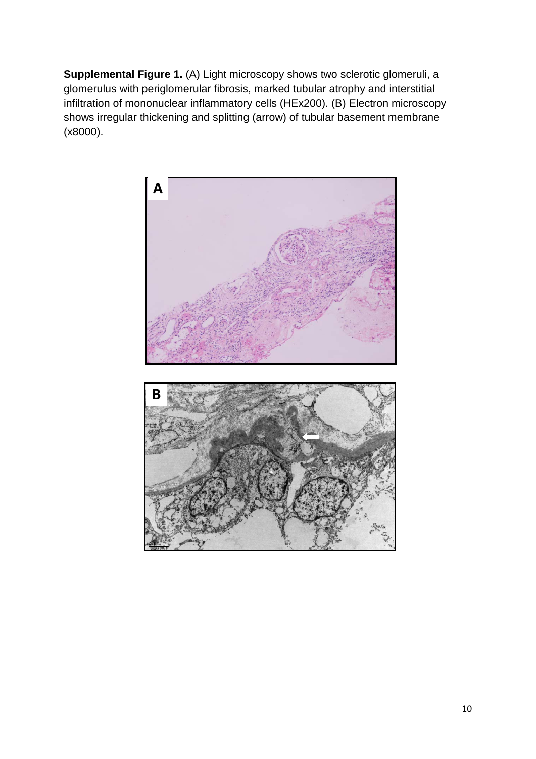**Supplemental Figure 1.** (A) Light microscopy shows two sclerotic glomeruli, a glomerulus with periglomerular fibrosis, marked tubular atrophy and interstitial infiltration of mononuclear inflammatory cells (HEx200). (B) Electron microscopy shows irregular thickening and splitting (arrow) of tubular basement membrane (x8000).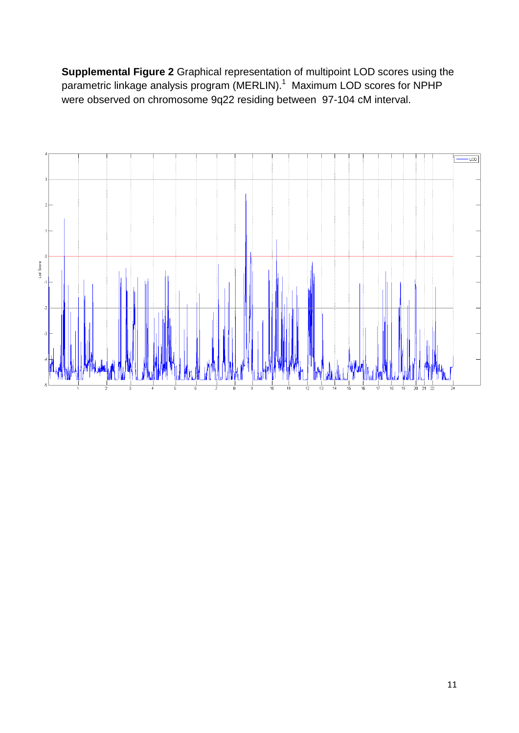**Supplemental Figure 2** Graphical representation of multipoint LOD scores using the parametric linkage analysis program (MERLIN).[1] Maximum LOD scores for NPHP were observed on chromosome 9q22 residing between 97-104 cM interval.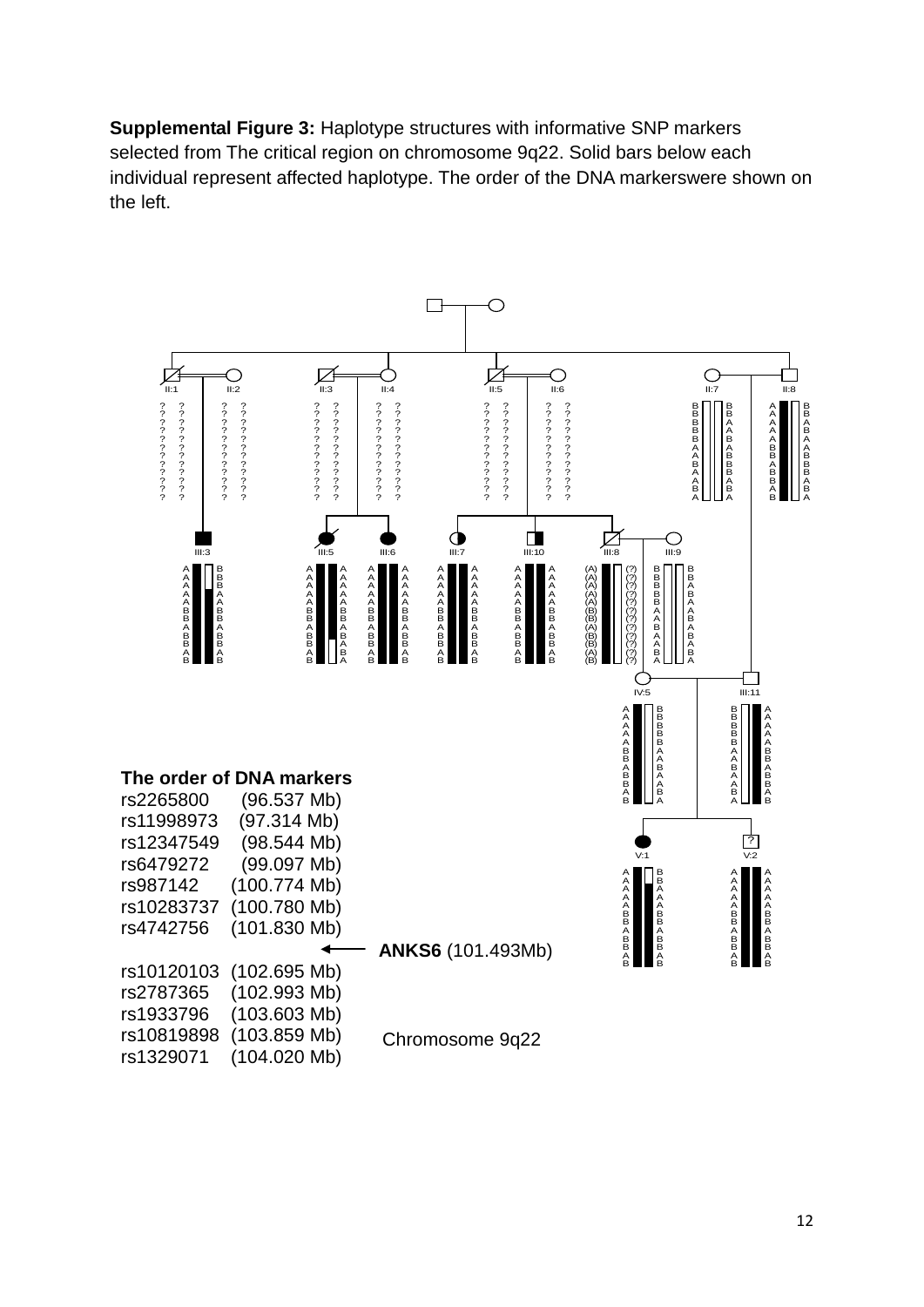**Supplemental Figure 3:** Haplotype structures with informative SNP markers selected from The critical region on chromosome 9q22. Solid bars below each individual represent affected haplotype. The order of the DNA markerswere shown on the left.

**The order of DNA markers**

rs2265800 (96.537 Mb)
rs11998973 (97.314 Mb)
rs12347549 (98.544 Mb)
rs6479272 (99.097 Mb)
rs987142 (100.774 Mb)
rs10283737 (100.780 Mb)
rs4742756 (101.830 Mb)
← **ANKS6** (101.493Mb)
rs10120103 (102.695 Mb)
rs2787365 (102.993 Mb)
rs1933796 (103.603 Mb)
rs10819898 (103.859 Mb)
rs1329071 (104.020 Mb)

Chromosome 9q22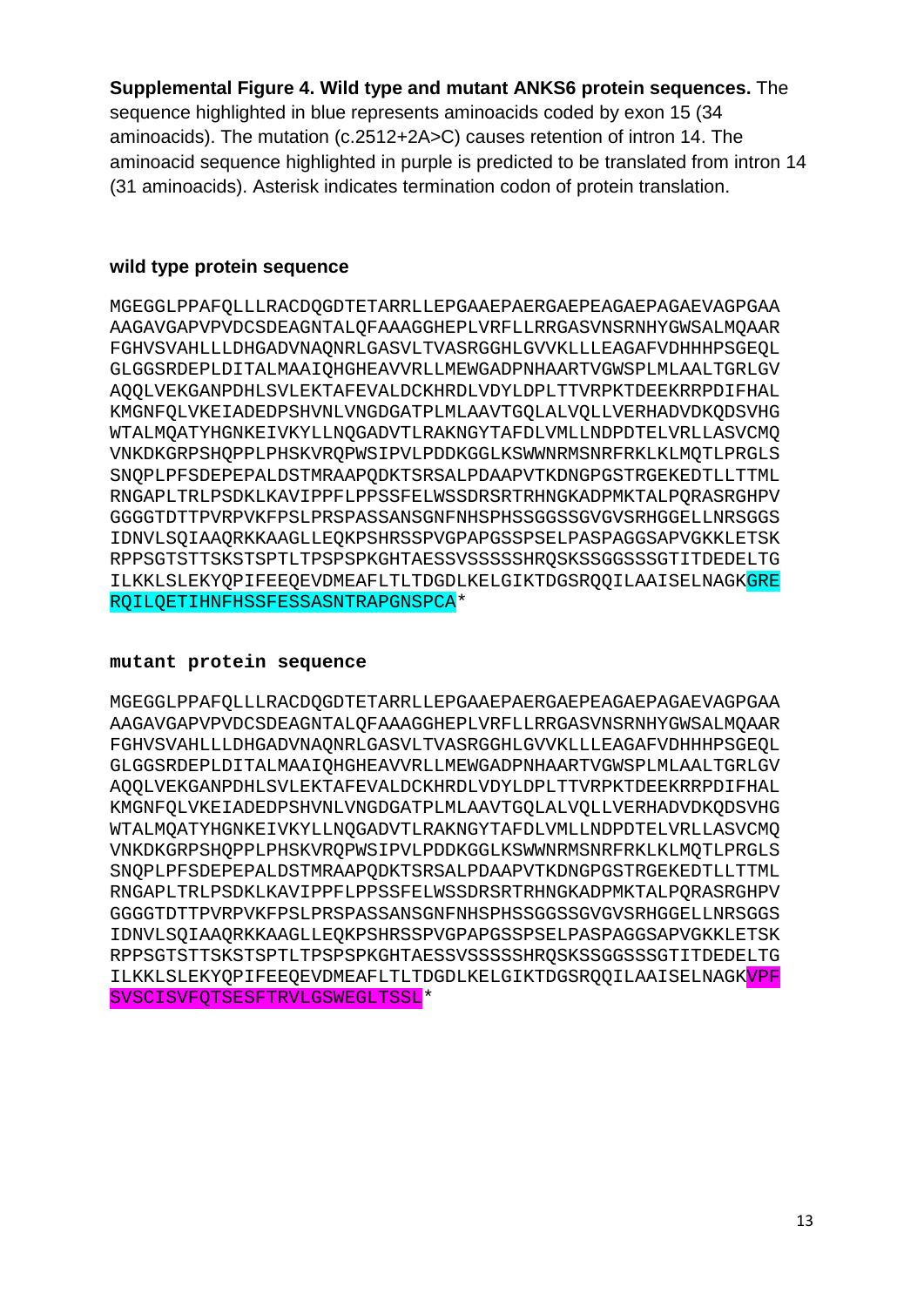**Supplemental Figure 4. Wild type and mutant ANKS6 protein sequences.** The sequence highlighted in blue represents aminoacids coded by exon 15 (34 aminoacids). The mutation (c.2512+2A>C) causes retention of intron 14. The aminoacid sequence highlighted in purple is predicted to be translated from intron 14 (31 aminoacids). Asterisk indicates termination codon of protein translation.

**wild type protein sequence**

```
MGEGGLPPAFQLLLRACDQGDTETARRLLEPGAAEPAERGAEPEAGAEPAGAEVAGPGAA
AAGAVGAPVPVDCSDEAGNTALQFAAAGGHEPLVRFLLRRGASVNSRNHYGWSALMQAAR
FGHVSVAHLLLDHGADVNAQNRLGASVLTVASRGGHLGVVKLLLEAGAFVDHHHPSGEQL
GLGGSRDEPLDITALMAAIQHGHEAVVRLLMEWGADPNHAARTVGWSPLMLAALTGRLGV
AQQLVEKGANPDHLSVLEKTAFEVALDCKHRDLVDYLDPLTTVRPKTDEEKRRPDIFHAL
KMGNFQLVKEIADEDPSHVNLVNGDGATPLMLAAVTGQLALVQLLVERHADVDKQDSVHG
WTALMQATYHGNKEIVKYLLNQGADVTLRAKNGYTAFDLVMLLNDPDTELVRLLASVCMQ
VNKDKGRPSHQPPLPHSKVRQPWSIPVLPDDKGGLKSWWNRMSNRFRKLKLMQTLPRGLS
SNQPLPFSDEPEPALDSTMRAAPQDKTSRSALPDAAPVTKDNGPGSTRGEKEDTLLTTML
RNGAPLTRLPSDKLKAVIPPFLPPSSFELWSSDRSRTRHNGKADPMKTALPQRASRGHPV
GGGGTDTTPVRPVKFPSLPRSPASSANSGNFNHSPHSSGGSSGVGVSRHGGELLNRSGGS
IDNVLSQIAAQRKKAAGLLEQKPSHRSSPVGPAPGSSPSELPASPAGGSAPVGKKLETSK
RPPSGTSTTSKSTSPTLTPSPSPKGHTAESSVSSSSSHRQSKSSGGSSSGTITDEDELTG
ILKKLSLEKYQPIFEEQEVDMEAFLTLTDGDLKELGIKTDGSRQQILAAISELNAGKGRE
RQILQETIHNFHSSFESSASNTRAPGNSPCA*
```

**mutant protein sequence**

```
MGEGGLPPAFQLLLRACDQGDTETARRLLEPGAAEPAERGAEPEAGAEPAGAEVAGPGAA
AAGAVGAPVPVDCSDEAGNTALQFAAAGGHEPLVRFLLRRGASVNSRNHYGWSALMQAAR
FGHVSVAHLLLDHGADVNAQNRLGASVLTVASRGGHLGVVKLLLEAGAFVDHHHPSGEQL
GLGGSRDEPLDITALMAAIQHGHEAVVRLLMEWGADPNHAARTVGWSPLMLAALTGRLGV
AQQLVEKGANPDHLSVLEKTAFEVALDCKHRDLVDYLDPLTTVRPKTDEEKRRPDIFHAL
KMGNFQLVKEIADEDPSHVNLVNGDGATPLMLAAVTGQLALVQLLVERHADVDKQDSVHG
WTALMQATYHGNKEIVKYLLNQGADVTLRAKNGYTAFDLVMLLNDPDTELVRLLASVCMQ
VNKDKGRPSHQPPLPHSKVRQPWSIPVLPDDKGGLKSWWNRMSNRFRKLKLMQTLPRGLS
SNQPLPFSDEPEPALDSTMRAAPQDKTSRSALPDAAPVTKDNGPGSTRGEKEDTLLTTML
RNGAPLTRLPSDKLKAVIPPFLPPSSFELWSSDRSRTRHNGKADPMKTALPQRASRGHPV
GGGGTDTTPVRPVKFPSLPRSPASSANSGNFNHSPHSSGGSSGVGVSRHGGELLNRSGGS
IDNVLSQIAAQRKKAAGLLEQKPSHRSSPVGPAPGSSPSELPASPAGGSAPVGKKLETSK
RPPSGTSTTSKSTSPTLTPSPSPKGHTAESSVSSSSSHRQSKSSGGSSSGTITDEDELTG
ILKKLSLEKYQPIFEEQEVDMEAFLTLTDGDLKELGIKTDGSRQQILAAISELNAGKVPF
SVSCISVFQTSESFTRVLGSWEGLTSSL*
```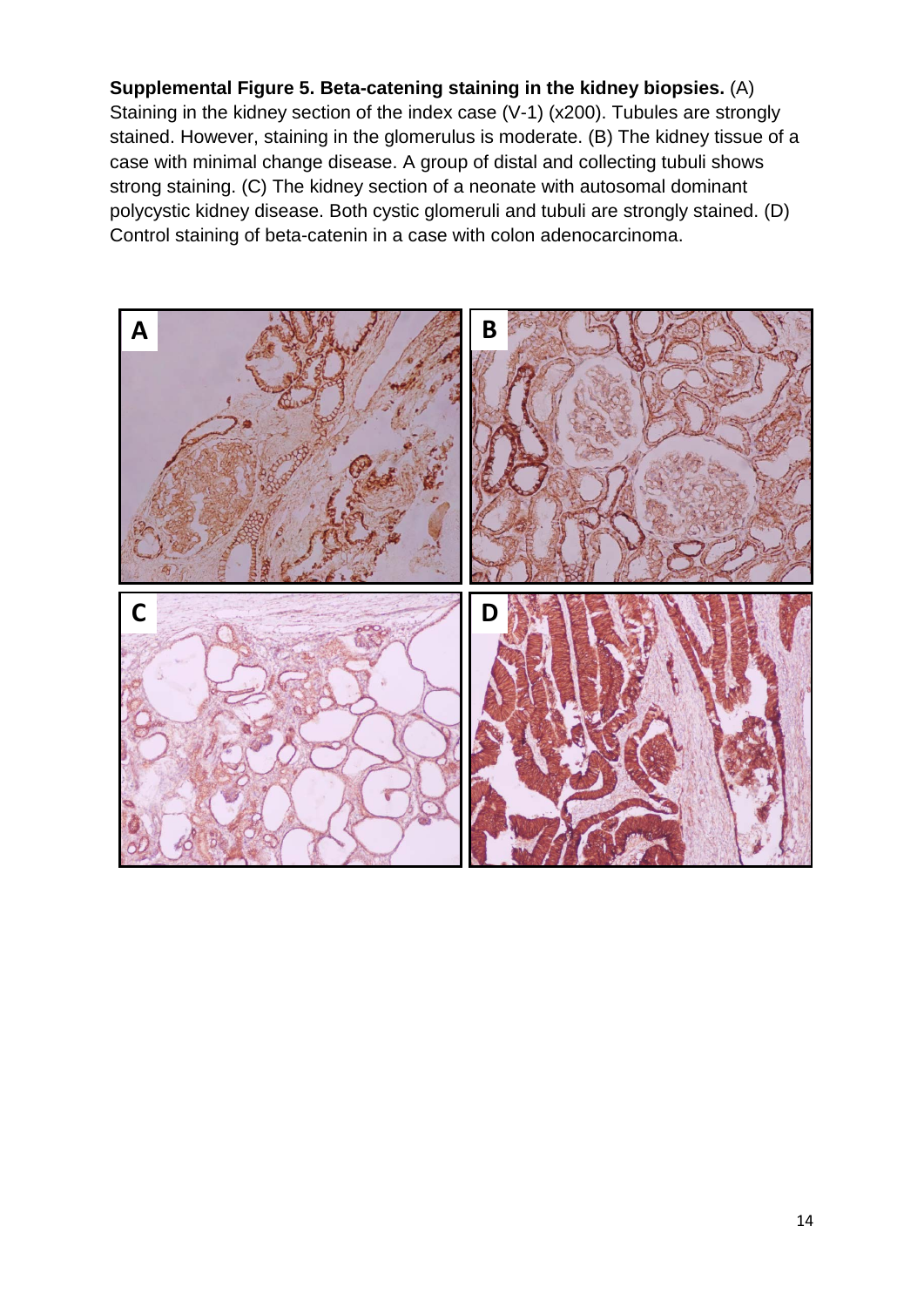**Supplemental Figure 5. Beta-catening staining in the kidney biopsies.** (A) Staining in the kidney section of the index case (V-1) (x200). Tubules are strongly stained. However, staining in the glomerulus is moderate. (B) The kidney tissue of a case with minimal change disease. A group of distal and collecting tubuli shows strong staining. (C) The kidney section of a neonate with autosomal dominant polycystic kidney disease. Both cystic glomeruli and tubuli are strongly stained. (D) Control staining of beta-catenin in a case with colon adenocarcinoma.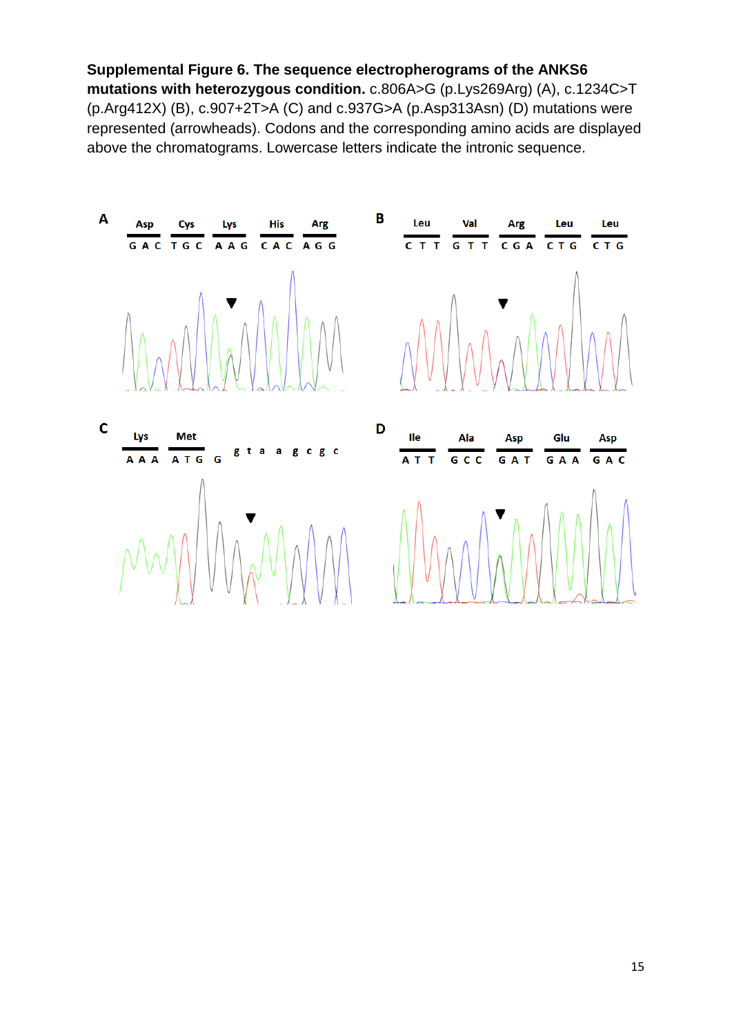**Supplemental Figure 6. The sequence electropherograms of the ANKS6 mutations with heterozygous condition.** c.806A>G (p.Lys269Arg) (A), c.1234C>T (p.Arg412X) (B), c.907+2T>A (C) and c.937G>A (p.Asp313Asn) (D) mutations were represented (arrowheads). Codons and the corresponding amino acids are displayed above the chromatograms. Lowercase letters indicate the intronic sequence.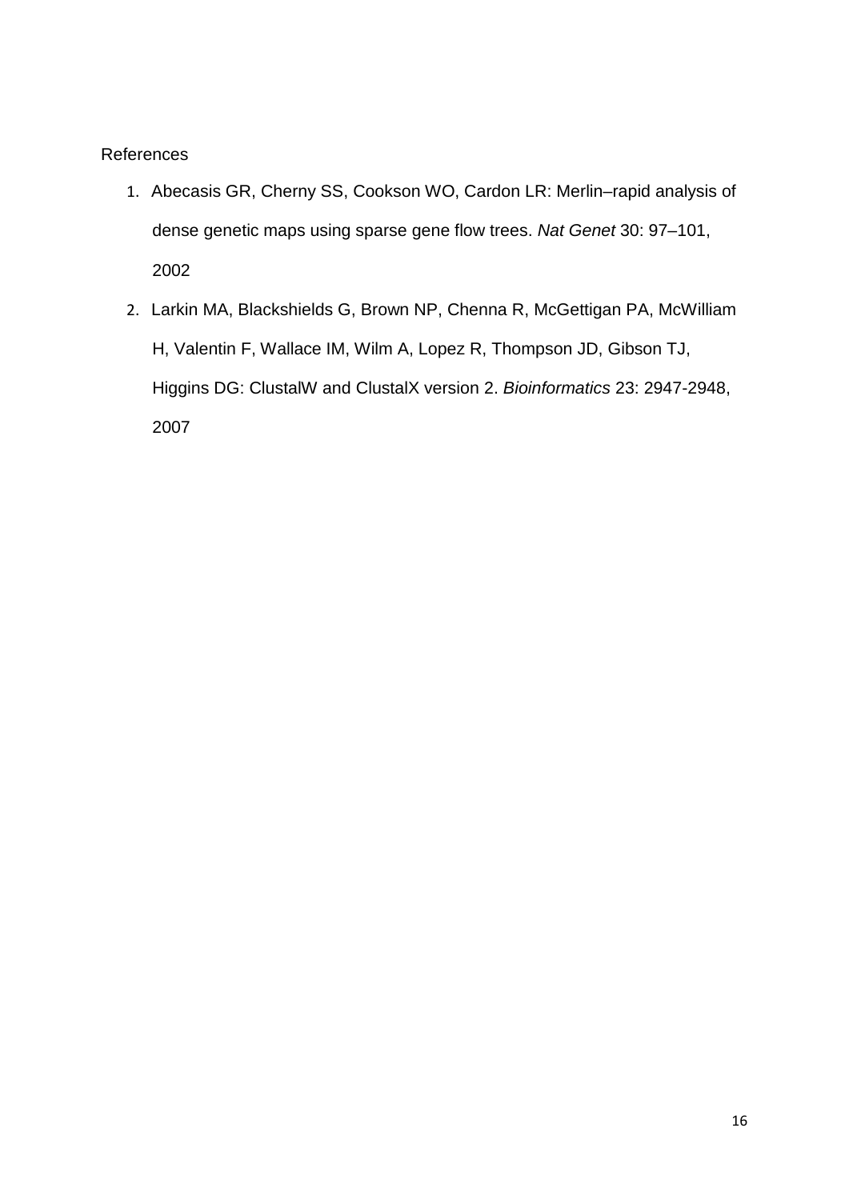References

1. Abecasis GR, Cherny SS, Cookson WO, Cardon LR: Merlin–rapid analysis of dense genetic maps using sparse gene flow trees. *Nat Genet* 30: 97–101, 2002
2. Larkin MA, Blackshields G, Brown NP, Chenna R, McGettigan PA, McWilliam H, Valentin F, Wallace IM, Wilm A, Lopez R, Thompson JD, Gibson TJ, Higgins DG: ClustalW and ClustalX version 2. *Bioinformatics* 23: 2947-2948, 2007